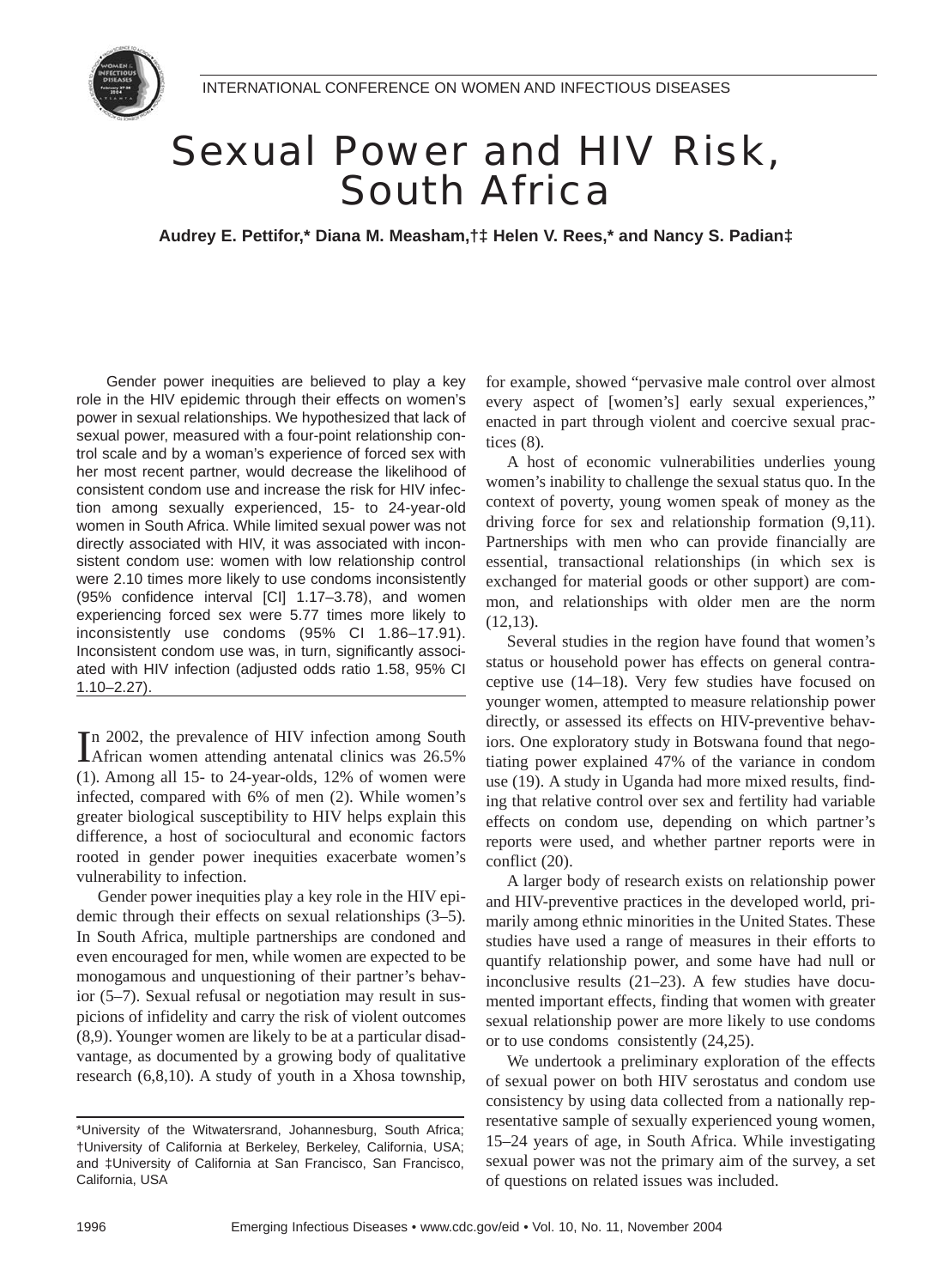# Sexual Power and HIV Risk, South Africa

**Audrey E. Pettifor,* Diana M. Measham,†‡ Helen V. Rees,* and Nancy S. Padian‡**

Gender power inequities are believed to play a key role in the HIV epidemic through their effects on women's power in sexual relationships. We hypothesized that lack of sexual power, measured with a four-point relationship control scale and by a woman's experience of forced sex with her most recent partner, would decrease the likelihood of consistent condom use and increase the risk for HIV infection among sexually experienced, 15- to 24-year-old women in South Africa. While limited sexual power was not directly associated with HIV, it was associated with inconsistent condom use: women with low relationship control were 2.10 times more likely to use condoms inconsistently (95% confidence interval [CI] 1.17–3.78), and women experiencing forced sex were 5.77 times more likely to inconsistently use condoms (95% CI 1.86–17.91). Inconsistent condom use was, in turn, significantly associated with HIV infection (adjusted odds ratio 1.58, 95% CI 1.10–2.27).

In 2002, the prevalence of HIV infection among South African women attending antenatal clinics was 26.5% (1). Among all 15- to 24-year-olds, 12% of women were infected, compared with 6% of men (2). While women's greater biological susceptibility to HIV helps explain this difference, a host of sociocultural and economic factors rooted in gender power inequities exacerbate women's vulnerability to infection.

Gender power inequities play a key role in the HIV epidemic through their effects on sexual relationships (3–5). In South Africa, multiple partnerships are condoned and even encouraged for men, while women are expected to be monogamous and unquestioning of their partner's behavior (5–7). Sexual refusal or negotiation may result in suspicions of infidelity and carry the risk of violent outcomes (8,9). Younger women are likely to be at a particular disadvantage, as documented by a growing body of qualitative research (6,8,10). A study of youth in a Xhosa township, for example, showed "pervasive male control over almost every aspect of [women's] early sexual experiences," enacted in part through violent and coercive sexual practices (8).

A host of economic vulnerabilities underlies young women's inability to challenge the sexual status quo. In the context of poverty, young women speak of money as the driving force for sex and relationship formation (9,11). Partnerships with men who can provide financially are essential, transactional relationships (in which sex is exchanged for material goods or other support) are common, and relationships with older men are the norm (12,13).

Several studies in the region have found that women's status or household power has effects on general contraceptive use (14–18). Very few studies have focused on younger women, attempted to measure relationship power directly, or assessed its effects on HIV-preventive behaviors. One exploratory study in Botswana found that negotiating power explained 47% of the variance in condom use (19). A study in Uganda had more mixed results, finding that relative control over sex and fertility had variable effects on condom use, depending on which partner's reports were used, and whether partner reports were in conflict (20).

A larger body of research exists on relationship power and HIV-preventive practices in the developed world, primarily among ethnic minorities in the United States. These studies have used a range of measures in their efforts to quantify relationship power, and some have had null or inconclusive results (21–23). A few studies have documented important effects, finding that women with greater sexual relationship power are more likely to use condoms or to use condoms consistently (24,25).

We undertook a preliminary exploration of the effects of sexual power on both HIV serostatus and condom use consistency by using data collected from a nationally representative sample of sexually experienced young women, 15–24 years of age, in South Africa. While investigating sexual power was not the primary aim of the survey, a set of questions on related issues was included.

*University of the Witwatersrand, Johannesburg, South Africa; †University of California at Berkeley, Berkeley, California, USA; and ‡University of California at San Francisco, San Francisco, California, USA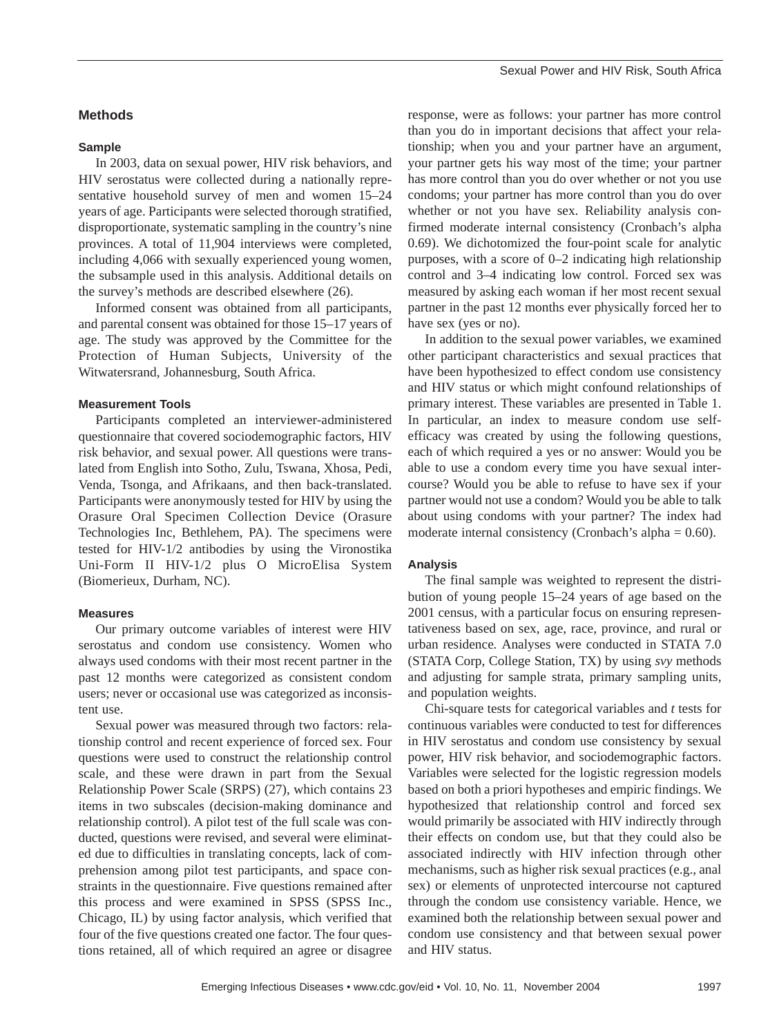## Methods

### Sample

In 2003, data on sexual power, HIV risk behaviors, and HIV serostatus were collected during a nationally representative household survey of men and women 15–24 years of age. Participants were selected thorough stratified, disproportionate, systematic sampling in the country's nine provinces. A total of 11,904 interviews were completed, including 4,066 with sexually experienced young women, the subsample used in this analysis. Additional details on the survey's methods are described elsewhere (26).

Informed consent was obtained from all participants, and parental consent was obtained for those 15–17 years of age. The study was approved by the Committee for the Protection of Human Subjects, University of the Witwatersrand, Johannesburg, South Africa.

### Measurement Tools

Participants completed an interviewer-administered questionnaire that covered sociodemographic factors, HIV risk behavior, and sexual power. All questions were translated from English into Sotho, Zulu, Tswana, Xhosa, Pedi, Venda, Tsonga, and Afrikaans, and then back-translated. Participants were anonymously tested for HIV by using the Orasure Oral Specimen Collection Device (Orasure Technologies Inc, Bethlehem, PA). The specimens were tested for HIV-1/2 antibodies by using the Vironostika Uni-Form II HIV-1/2 plus O MicroElisa System (Biomerieux, Durham, NC).

### Measures

Our primary outcome variables of interest were HIV serostatus and condom use consistency. Women who always used condoms with their most recent partner in the past 12 months were categorized as consistent condom users; never or occasional use was categorized as inconsistent use.

Sexual power was measured through two factors: relationship control and recent experience of forced sex. Four questions were used to construct the relationship control scale, and these were drawn in part from the Sexual Relationship Power Scale (SRPS) (27), which contains 23 items in two subscales (decision-making dominance and relationship control). A pilot test of the full scale was conducted, questions were revised, and several were eliminated due to difficulties in translating concepts, lack of comprehension among pilot test participants, and space constraints in the questionnaire. Five questions remained after this process and were examined in SPSS (SPSS Inc., Chicago, IL) by using factor analysis, which verified that four of the five questions created one factor. The four questions retained, all of which required an agree or disagree response, were as follows: your partner has more control than you do in important decisions that affect your relationship; when you and your partner have an argument, your partner gets his way most of the time; your partner has more control than you do over whether or not you use condoms; your partner has more control than you do over whether or not you have sex. Reliability analysis confirmed moderate internal consistency (Cronbach's alpha 0.69). We dichotomized the four-point scale for analytic purposes, with a score of 0–2 indicating high relationship control and 3–4 indicating low control. Forced sex was measured by asking each woman if her most recent sexual partner in the past 12 months ever physically forced her to have sex (yes or no).

In addition to the sexual power variables, we examined other participant characteristics and sexual practices that have been hypothesized to effect condom use consistency and HIV status or which might confound relationships of primary interest. These variables are presented in Table 1. In particular, an index to measure condom use self-efficacy was created by using the following questions, each of which required a yes or no answer: Would you be able to use a condom every time you have sexual intercourse? Would you be able to refuse to have sex if your partner would not use a condom? Would you be able to talk about using condoms with your partner? The index had moderate internal consistency (Cronbach's alpha = 0.60).

### Analysis

The final sample was weighted to represent the distribution of young people 15–24 years of age based on the 2001 census, with a particular focus on ensuring representativeness based on sex, age, race, province, and rural or urban residence. Analyses were conducted in STATA 7.0 (STATA Corp, College Station, TX) by using *svy* methods and adjusting for sample strata, primary sampling units, and population weights.

Chi-square tests for categorical variables and *t* tests for continuous variables were conducted to test for differences in HIV serostatus and condom use consistency by sexual power, HIV risk behavior, and sociodemographic factors. Variables were selected for the logistic regression models based on both a priori hypotheses and empiric findings. We hypothesized that relationship control and forced sex would primarily be associated with HIV indirectly through their effects on condom use, but that they could also be associated indirectly with HIV infection through other mechanisms, such as higher risk sexual practices (e.g., anal sex) or elements of unprotected intercourse not captured through the condom use consistency variable. Hence, we examined both the relationship between sexual power and condom use consistency and that between sexual power and HIV status.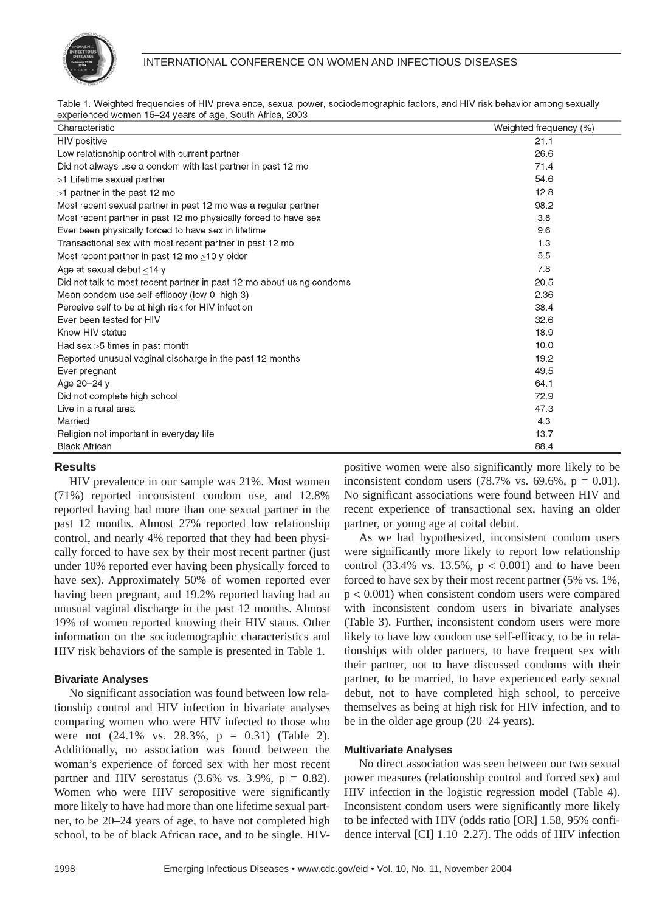Table 1. Weighted frequencies of HIV prevalence, sexual power, sociodemographic factors, and HIV risk behavior among sexually experienced women 15–24 years of age, South Africa, 2003

| Characteristic | Weighted frequency (%) |
|---|---|
| HIV positive | 21.1 |
| Low relationship control with current partner | 26.6 |
| Did not always use a condom with last partner in past 12 mo | 71.4 |
| >1 Lifetime sexual partner | 54.6 |
| >1 partner in the past 12 mo | 12.8 |
| Most recent sexual partner in past 12 mo was a regular partner | 98.2 |
| Most recent partner in past 12 mo physically forced to have sex | 3.8 |
| Ever been physically forced to have sex in lifetime | 9.6 |
| Transactional sex with most recent partner in past 12 mo | 1.3 |
| Most recent partner in past 12 mo ≥10 y older | 5.5 |
| Age at sexual debut ≤14 y | 7.8 |
| Did not talk to most recent partner in past 12 mo about using condoms | 20.5 |
| Mean condom use self-efficacy (low 0, high 3) | 2.36 |
| Perceive self to be at high risk for HIV infection | 38.4 |
| Ever been tested for HIV | 32.6 |
| Know HIV status | 18.9 |
| Had sex >5 times in past month | 10.0 |
| Reported unusual vaginal discharge in the past 12 months | 19.2 |
| Ever pregnant | 49.5 |
| Age 20–24 y | 64.1 |
| Did not complete high school | 72.9 |
| Live in a rural area | 47.3 |
| Married | 4.3 |
| Religion not important in everyday life | 13.7 |
| Black African | 88.4 |

## Results

HIV prevalence in our sample was 21%. Most women (71%) reported inconsistent condom use, and 12.8% reported having had more than one sexual partner in the past 12 months. Almost 27% reported low relationship control, and nearly 4% reported that they had been physically forced to have sex by their most recent partner (just under 10% reported ever having been physically forced to have sex). Approximately 50% of women reported ever having been pregnant, and 19.2% reported having had an unusual vaginal discharge in the past 12 months. Almost 19% of women reported knowing their HIV status. Other information on the sociodemographic characteristics and HIV risk behaviors of the sample is presented in Table 1.

### Bivariate Analyses

No significant association was found between low relationship control and HIV infection in bivariate analyses comparing women who were HIV infected to those who were not (24.1% vs. 28.3%, $p = 0.31$) (Table 2). Additionally, no association was found between the woman's experience of forced sex with her most recent partner and HIV serostatus (3.6% vs. 3.9%, $p = 0.82$). Women who were HIV seropositive were significantly more likely to have had more than one lifetime sexual partner, to be 20–24 years of age, to have not completed high school, to be of black African race, and to be single. HIV-positive women were also significantly more likely to be inconsistent condom users (78.7% vs. 69.6%, $p = 0.01$). No significant associations were found between HIV and recent experience of transactional sex, having an older partner, or young age at coital debut.

As we had hypothesized, inconsistent condom users were significantly more likely to report low relationship control (33.4% vs. 13.5%, $p < 0.001$) and to have been forced to have sex by their most recent partner (5% vs. 1%, $p < 0.001$) when consistent condom users were compared with inconsistent condom users in bivariate analyses (Table 3). Further, inconsistent condom users were more likely to have low condom use self-efficacy, to be in relationships with older partners, to have frequent sex with their partner, not to have discussed condoms with their partner, to be married, to have experienced early sexual debut, not to have completed high school, to perceive themselves as being at high risk for HIV infection, and to be in the older age group (20–24 years).

### Multivariate Analyses

No direct association was seen between our two sexual power measures (relationship control and forced sex) and HIV infection in the logistic regression model (Table 4). Inconsistent condom users were significantly more likely to be infected with HIV (odds ratio [OR] 1.58, 95% confidence interval [CI] 1.10–2.27). The odds of HIV infection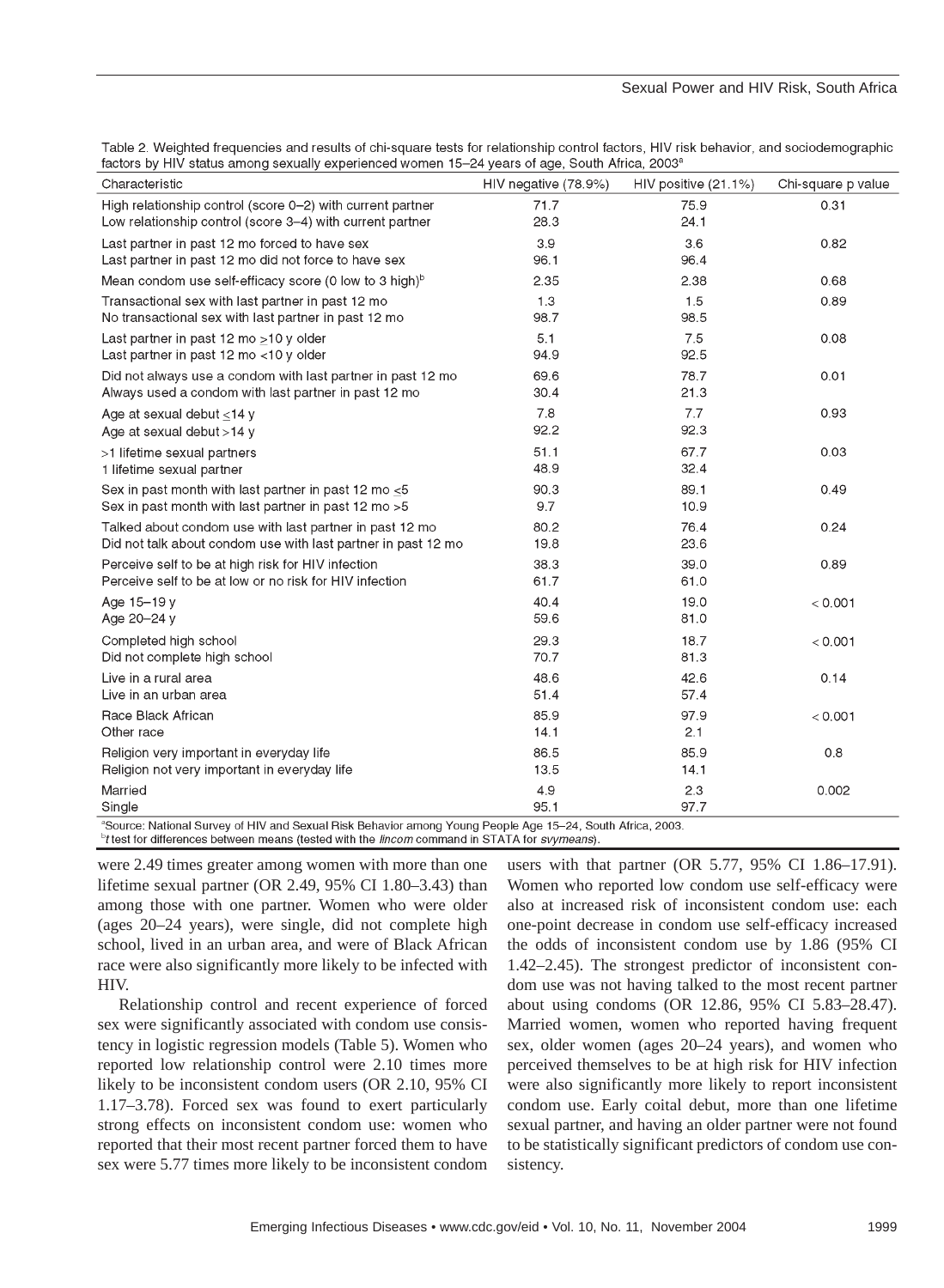Table 2. Weighted frequencies and results of chi-square tests for relationship control factors, HIV risk behavior, and sociodemographic factors by HIV status among sexually experienced women 15–24 years of age, South Africa, 2003[a]

| Characteristic | HIV negative (78.9%) | HIV positive (21.1%) | Chi-square p value |
|---|---|---|---|
| High relationship control (score 0–2) with current partner | 71.7 | 75.9 | 0.31 |
| Low relationship control (score 3–4) with current partner | 28.3 | 24.1 | |
| Last partner in past 12 mo forced to have sex | 3.9 | 3.6 | 0.82 |
| Last partner in past 12 mo did not force to have sex | 96.1 | 96.4 | |
| Mean condom use self-efficacy score (0 low to 3 high)[b] | 2.35 | 2.38 | 0.68 |
| Transactional sex with last partner in past 12 mo | 1.3 | 1.5 | 0.89 |
| No transactional sex with last partner in past 12 mo | 98.7 | 98.5 | |
| Last partner in past 12 mo ≥10 y older | 5.1 | 7.5 | 0.08 |
| Last partner in past 12 mo <10 y older | 94.9 | 92.5 | |
| Did not always use a condom with last partner in past 12 mo | 69.6 | 78.7 | 0.01 |
| Always used a condom with last partner in past 12 mo | 30.4 | 21.3 | |
| Age at sexual debut ≤14 y | 7.8 | 7.7 | 0.93 |
| Age at sexual debut >14 y | 92.2 | 92.3 | |
| >1 lifetime sexual partners | 51.1 | 67.7 | 0.03 |
| 1 lifetime sexual partner | 48.9 | 32.4 | |
| Sex in past month with last partner in past 12 mo ≤5 | 90.3 | 89.1 | 0.49 |
| Sex in past month with last partner in past 12 mo >5 | 9.7 | 10.9 | |
| Talked about condom use with last partner in past 12 mo | 80.2 | 76.4 | 0.24 |
| Did not talk about condom use with last partner in past 12 mo | 19.8 | 23.6 | |
| Perceive self to be at high risk for HIV infection | 38.3 | 39.0 | 0.89 |
| Perceive self to be at low or no risk for HIV infection | 61.7 | 61.0 | |
| Age 15–19 y | 40.4 | 19.0 | < 0.001 |
| Age 20–24 y | 59.6 | 81.0 | |
| Completed high school | 29.3 | 18.7 | < 0.001 |
| Did not complete high school | 70.7 | 81.3 | |
| Live in a rural area | 48.6 | 42.6 | 0.14 |
| Live in an urban area | 51.4 | 57.4 | |
| Race Black African | 85.9 | 97.9 | < 0.001 |
| Other race | 14.1 | 2.1 | |
| Religion very important in everyday life | 86.5 | 85.9 | 0.8 |
| Religion not very important in everyday life | 13.5 | 14.1 | |
| Married | 4.9 | 2.3 | 0.002 |
| Single | 95.1 | 97.7 | |

[a]Source: National Survey of HIV and Sexual Risk Behavior among Young People Age 15–24, South Africa, 2003.
[b]*t* test for differences between means (tested with the *lincom* command in STATA for *svymeans*).

were 2.49 times greater among women with more than one lifetime sexual partner (OR 2.49, 95% CI 1.80–3.43) than among those with one partner. Women who were older (ages 20–24 years), were single, did not complete high school, lived in an urban area, and were of Black African race were also significantly more likely to be infected with HIV.

Relationship control and recent experience of forced sex were significantly associated with condom use consistency in logistic regression models (Table 5). Women who reported low relationship control were 2.10 times more likely to be inconsistent condom users (OR 2.10, 95% CI 1.17–3.78). Forced sex was found to exert particularly strong effects on inconsistent condom use: women who reported that their most recent partner forced them to have sex were 5.77 times more likely to be inconsistent condom users with that partner (OR 5.77, 95% CI 1.86–17.91). Women who reported low condom use self-efficacy were also at increased risk of inconsistent condom use: each one-point decrease in condom use self-efficacy increased the odds of inconsistent condom use by 1.86 (95% CI 1.42–2.45). The strongest predictor of inconsistent condom use was not having talked to the most recent partner about using condoms (OR 12.86, 95% CI 5.83–28.47). Married women, women who reported having frequent sex, older women (ages 20–24 years), and women who perceived themselves to be at high risk for HIV infection were also significantly more likely to report inconsistent condom use. Early coital debut, more than one lifetime sexual partner, and having an older partner were not found to be statistically significant predictors of condom use consistency.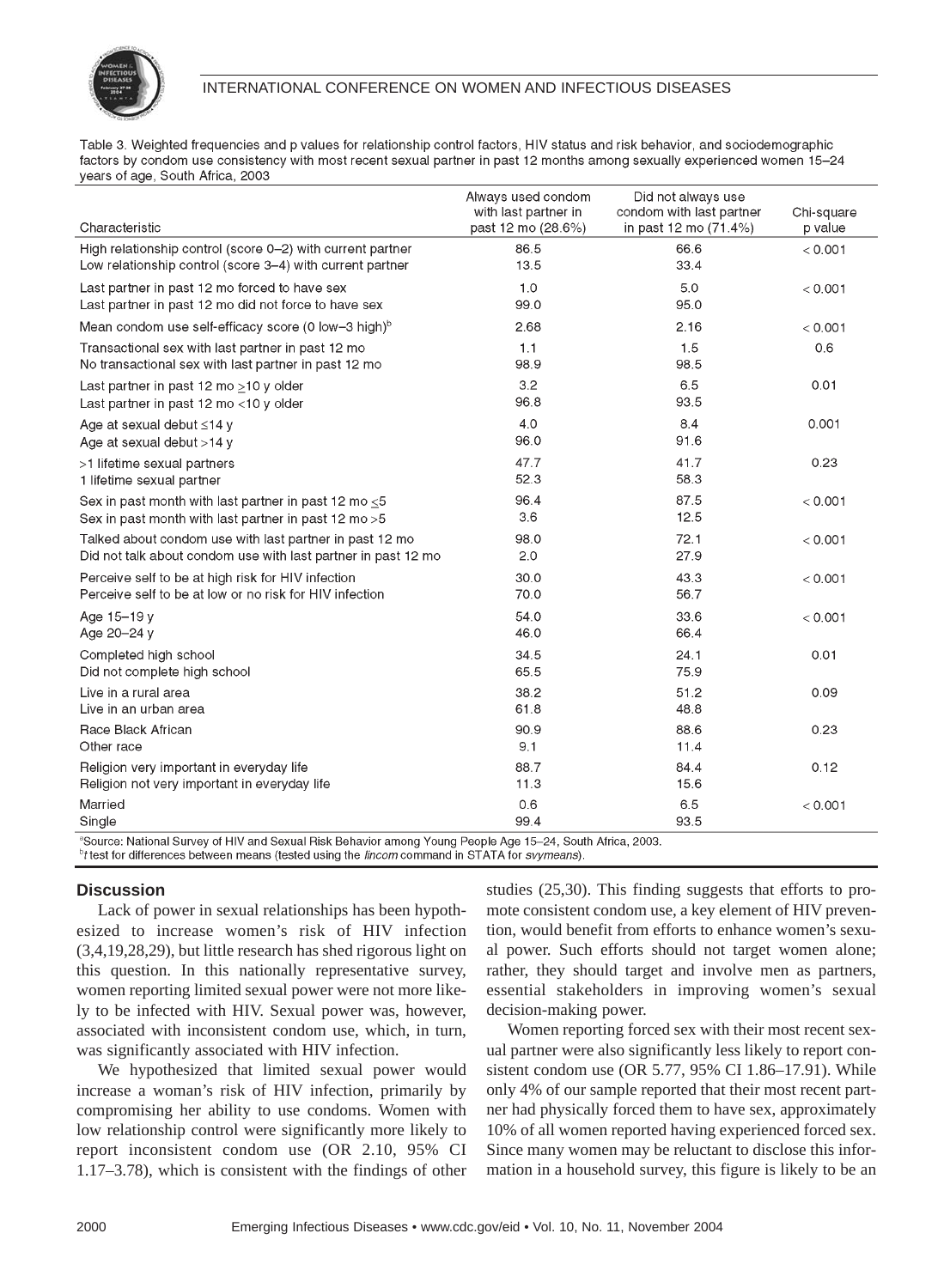Table 3. Weighted frequencies and p values for relationship control factors, HIV status and risk behavior, and sociodemographic factors by condom use consistency with most recent sexual partner in past 12 months among sexually experienced women 15–24 years of age, South Africa, 2003

| Characteristic | Always used condom with last partner in past 12 mo (28.6%) | Did not always use condom with last partner in past 12 mo (71.4%) | Chi-square p value |
|---|---|---|---|
| High relationship control (score 0–2) with current partner | 86.5 | 66.6 | < 0.001 |
| Low relationship control (score 3–4) with current partner | 13.5 | 33.4 | |
| Last partner in past 12 mo forced to have sex | 1.0 | 5.0 | < 0.001 |
| Last partner in past 12 mo did not force to have sex | 99.0 | 95.0 | |
| Mean condom use self-efficacy score (0 low–3 high)[b] | 2.68 | 2.16 | < 0.001 |
| Transactional sex with last partner in past 12 mo | 1.1 | 1.5 | 0.6 |
| No transactional sex with last partner in past 12 mo | 98.9 | 98.5 | |
| Last partner in past 12 mo ≥10 y older | 3.2 | 6.5 | 0.01 |
| Last partner in past 12 mo <10 y older | 96.8 | 93.5 | |
| Age at sexual debut ≤14 y | 4.0 | 8.4 | 0.001 |
| Age at sexual debut >14 y | 96.0 | 91.6 | |
| >1 lifetime sexual partners | 47.7 | 41.7 | 0.23 |
| 1 lifetime sexual partner | 52.3 | 58.3 | |
| Sex in past month with last partner in past 12 mo ≤5 | 96.4 | 87.5 | < 0.001 |
| Sex in past month with last partner in past 12 mo >5 | 3.6 | 12.5 | |
| Talked about condom use with last partner in past 12 mo | 98.0 | 72.1 | < 0.001 |
| Did not talk about condom use with last partner in past 12 mo | 2.0 | 27.9 | |
| Perceive self to be at high risk for HIV infection | 30.0 | 43.3 | < 0.001 |
| Perceive self to be at low or no risk for HIV infection | 70.0 | 56.7 | |
| Age 15–19 y | 54.0 | 33.6 | < 0.001 |
| Age 20–24 y | 46.0 | 66.4 | |
| Completed high school | 34.5 | 24.1 | 0.01 |
| Did not complete high school | 65.5 | 75.9 | |
| Live in a rural area | 38.2 | 51.2 | 0.09 |
| Live in an urban area | 61.8 | 48.8 | |
| Race Black African | 90.9 | 88.6 | 0.23 |
| Other race | 9.1 | 11.4 | |
| Religion very important in everyday life | 88.7 | 84.4 | 0.12 |
| Religion not very important in everyday life | 11.3 | 15.6 | |
| Married | 0.6 | 6.5 | < 0.001 |
| Single | 99.4 | 93.5 | |

[a]Source: National Survey of HIV and Sexual Risk Behavior among Young People Age 15–24, South Africa, 2003.
[b]*t* test for differences between means (tested using the *lincom* command in STATA for *svymeans*).

## Discussion

Lack of power in sexual relationships has been hypothesized to increase women's risk of HIV infection (3,4,19,28,29), but little research has shed rigorous light on this question. In this nationally representative survey, women reporting limited sexual power were not more likely to be infected with HIV. Sexual power was, however, associated with inconsistent condom use, which, in turn, was significantly associated with HIV infection.

We hypothesized that limited sexual power would increase a woman's risk of HIV infection, primarily by compromising her ability to use condoms. Women with low relationship control were significantly more likely to report inconsistent condom use (OR 2.10, 95% CI 1.17–3.78), which is consistent with the findings of other studies (25,30). This finding suggests that efforts to promote consistent condom use, a key element of HIV prevention, would benefit from efforts to enhance women's sexual power. Such efforts should not target women alone; rather, they should target and involve men as partners, essential stakeholders in improving women's sexual decision-making power.

Women reporting forced sex with their most recent sexual partner were also significantly less likely to report consistent condom use (OR 5.77, 95% CI 1.86–17.91). While only 4% of our sample reported that their most recent partner had physically forced them to have sex, approximately 10% of all women reported having experienced forced sex. Since many women may be reluctant to disclose this information in a household survey, this figure is likely to be an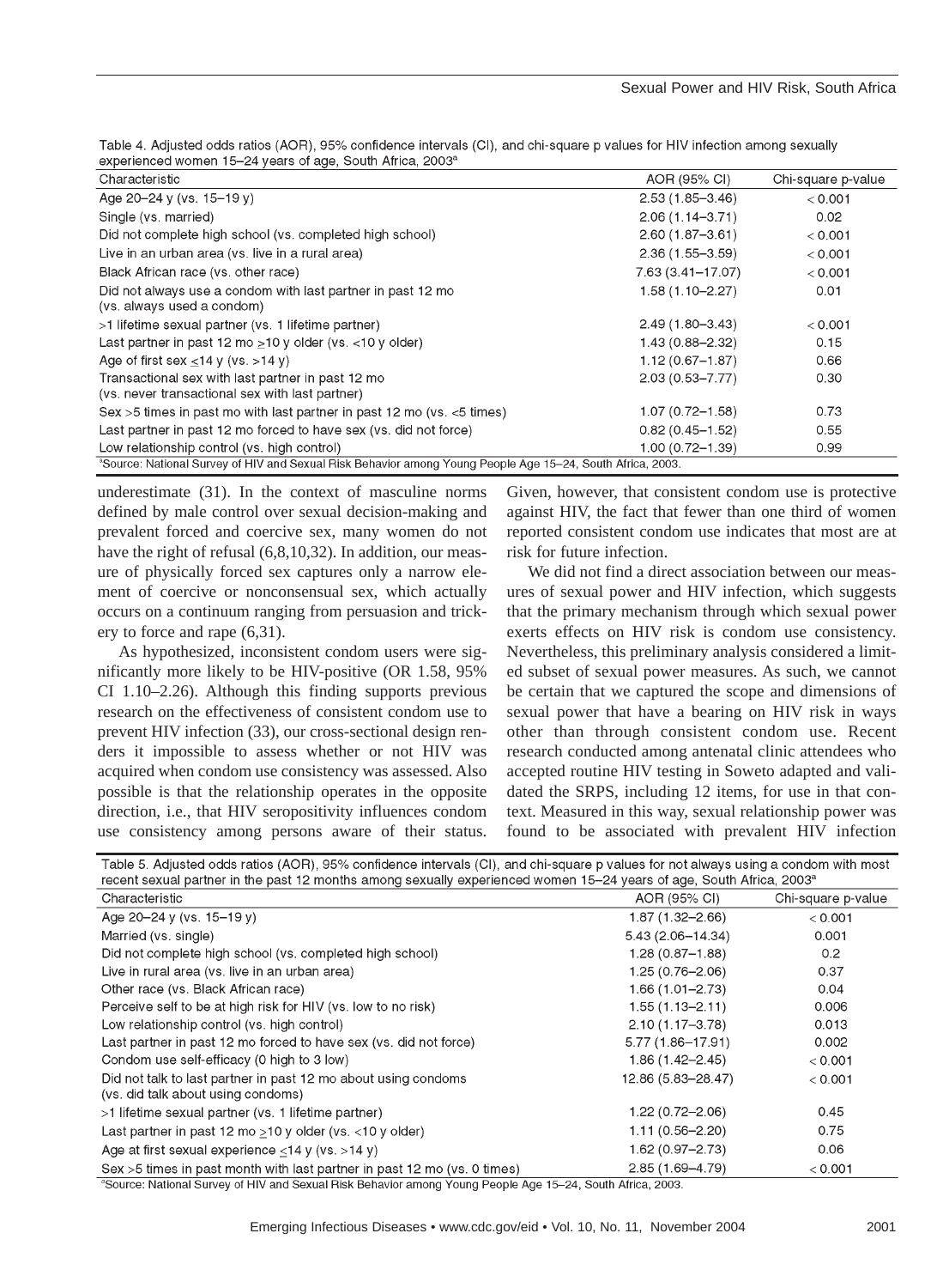Table 4. Adjusted odds ratios (AOR), 95% confidence intervals (CI), and chi-square p values for HIV infection among sexually experienced women 15–24 years of age, South Africa, 2003[a]

| Characteristic | AOR (95% CI) | Chi-square p-value |
|---|---|---|
| Age 20–24 y (vs. 15–19 y) | 2.53 (1.85–3.46) | < 0.001 |
| Single (vs. married) | 2.06 (1.14–3.71) | 0.02 |
| Did not complete high school (vs. completed high school) | 2.60 (1.87–3.61) | < 0.001 |
| Live in an urban area (vs. live in a rural area) | 2.36 (1.55–3.59) | < 0.001 |
| Black African race (vs. other race) | 7.63 (3.41–17.07) | < 0.001 |
| Did not always use a condom with last partner in past 12 mo (vs. always used a condom) | 1.58 (1.10–2.27) | 0.01 |
| >1 lifetime sexual partner (vs. 1 lifetime partner) | 2.49 (1.80–3.43) | < 0.001 |
| Last partner in past 12 mo ≥10 y older (vs. <10 y older) | 1.43 (0.88–2.32) | 0.15 |
| Age of first sex ≤14 y (vs. >14 y) | 1.12 (0.67–1.87) | 0.66 |
| Transactional sex with last partner in past 12 mo (vs. never transactional sex with last partner) | 2.03 (0.53–7.77) | 0.30 |
| Sex >5 times in past mo with last partner in past 12 mo (vs. <5 times) | 1.07 (0.72–1.58) | 0.73 |
| Last partner in past 12 mo forced to have sex (vs. did not force) | 0.82 (0.45–1.52) | 0.55 |
| Low relationship control (vs. high control) | 1.00 (0.72–1.39) | 0.99 |

[a]Source: National Survey of HIV and Sexual Risk Behavior among Young People Age 15–24, South Africa, 2003.

underestimate (31). In the context of masculine norms defined by male control over sexual decision-making and prevalent forced and coercive sex, many women do not have the right of refusal (6,8,10,32). In addition, our measure of physically forced sex captures only a narrow element of coercive or nonconsensual sex, which actually occurs on a continuum ranging from persuasion and trickery to force and rape (6,31).

As hypothesized, inconsistent condom users were significantly more likely to be HIV-positive (OR 1.58, 95% CI 1.10–2.26). Although this finding supports previous research on the effectiveness of consistent condom use to prevent HIV infection (33), our cross-sectional design renders it impossible to assess whether or not HIV was acquired when condom use consistency was assessed. Also possible is that the relationship operates in the opposite direction, i.e., that HIV seropositivity influences condom use consistency among persons aware of their status. Given, however, that consistent condom use is protective against HIV, the fact that fewer than one third of women reported consistent condom use indicates that most are at risk for future infection.

We did not find a direct association between our measures of sexual power and HIV infection, which suggests that the primary mechanism through which sexual power exerts effects on HIV risk is condom use consistency. Nevertheless, this preliminary analysis considered a limited subset of sexual power measures. As such, we cannot be certain that we captured the scope and dimensions of sexual power that have a bearing on HIV risk in ways other than through consistent condom use. Recent research conducted among antenatal clinic attendees who accepted routine HIV testing in Soweto adapted and validated the SRPS, including 12 items, for use in that context. Measured in this way, sexual relationship power was found to be associated with prevalent HIV infection

Table 5. Adjusted odds ratios (AOR), 95% confidence intervals (CI), and chi-square p values for not always using a condom with most recent sexual partner in the past 12 months among sexually experienced women 15–24 years of age, South Africa, 2003[a]

| Characteristic | AOR (95% CI) | Chi-square p-value |
|---|---|---|
| Age 20–24 y (vs. 15–19 y) | 1.87 (1.32–2.66) | < 0.001 |
| Married (vs. single) | 5.43 (2.06–14.34) | 0.001 |
| Did not complete high school (vs. completed high school) | 1.28 (0.87–1.88) | 0.2 |
| Live in rural area (vs. live in an urban area) | 1.25 (0.76–2.06) | 0.37 |
| Other race (vs. Black African race) | 1.66 (1.01–2.73) | 0.04 |
| Perceive self to be at high risk for HIV (vs. low to no risk) | 1.55 (1.13–2.11) | 0.006 |
| Low relationship control (vs. high control) | 2.10 (1.17–3.78) | 0.013 |
| Last partner in past 12 mo forced to have sex (vs. did not force) | 5.77 (1.86–17.91) | 0.002 |
| Condom use self-efficacy (0 high to 3 low) | 1.86 (1.42–2.45) | < 0.001 |
| Did not talk to last partner in past 12 mo about using condoms (vs. did talk about using condoms) | 12.86 (5.83–28.47) | < 0.001 |
| >1 lifetime sexual partner (vs. 1 lifetime partner) | 1.22 (0.72–2.06) | 0.45 |
| Last partner in past 12 mo ≥10 y older (vs. <10 y older) | 1.11 (0.56–2.20) | 0.75 |
| Age at first sexual experience ≤14 y (vs. >14 y) | 1.62 (0.97–2.73) | 0.06 |
| Sex >5 times in past month with last partner in past 12 mo (vs. 0 times) | 2.85 (1.69–4.79) | < 0.001 |

[a]Source: National Survey of HIV and Sexual Risk Behavior among Young People Age 15–24, South Africa, 2003.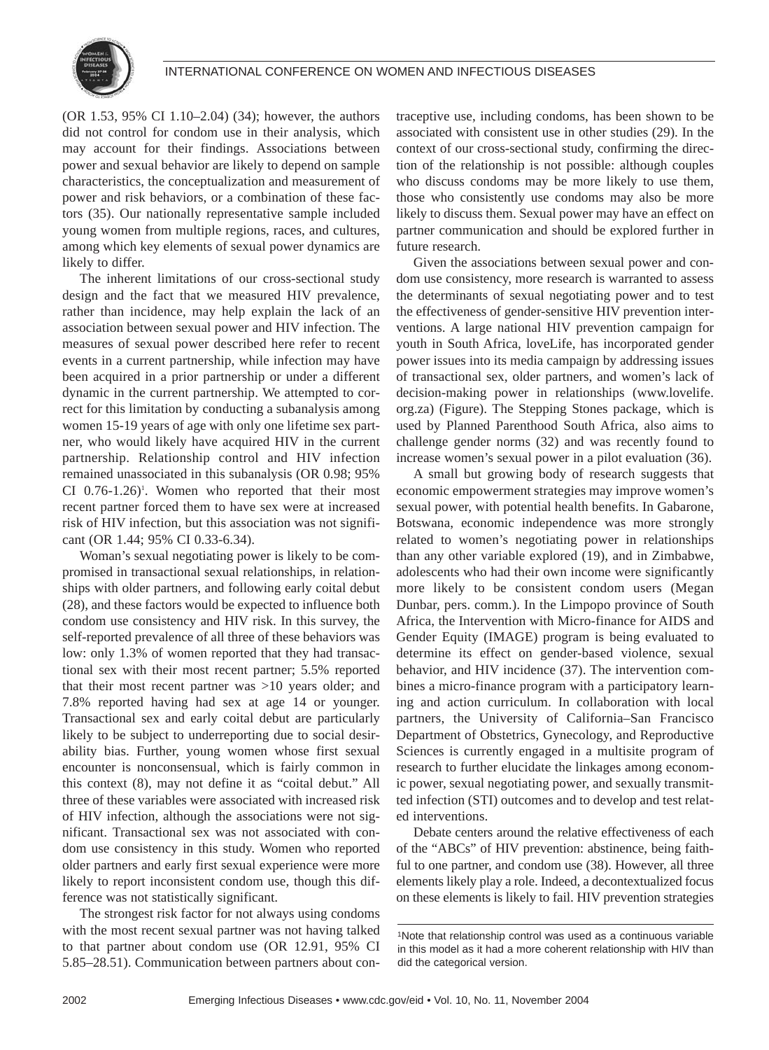(OR 1.53, 95% CI 1.10–2.04) (34); however, the authors did not control for condom use in their analysis, which may account for their findings. Associations between power and sexual behavior are likely to depend on sample characteristics, the conceptualization and measurement of power and risk behaviors, or a combination of these factors (35). Our nationally representative sample included young women from multiple regions, races, and cultures, among which key elements of sexual power dynamics are likely to differ.

The inherent limitations of our cross-sectional study design and the fact that we measured HIV prevalence, rather than incidence, may help explain the lack of an association between sexual power and HIV infection. The measures of sexual power described here refer to recent events in a current partnership, while infection may have been acquired in a prior partnership or under a different dynamic in the current partnership. We attempted to correct for this limitation by conducting a subanalysis among women 15-19 years of age with only one lifetime sex partner, who would likely have acquired HIV in the current partnership. Relationship control and HIV infection remained unassociated in this subanalysis (OR 0.98; 95% CI 0.76-1.26)[1]. Women who reported that their most recent partner forced them to have sex were at increased risk of HIV infection, but this association was not significant (OR 1.44; 95% CI 0.33-6.34).

Woman's sexual negotiating power is likely to be compromised in transactional sexual relationships, in relationships with older partners, and following early coital debut (28), and these factors would be expected to influence both condom use consistency and HIV risk. In this survey, the self-reported prevalence of all three of these behaviors was low: only 1.3% of women reported that they had transactional sex with their most recent partner; 5.5% reported that their most recent partner was >10 years older; and 7.8% reported having had sex at age 14 or younger. Transactional sex and early coital debut are particularly likely to be subject to underreporting due to social desirability bias. Further, young women whose first sexual encounter is nonconsensual, which is fairly common in this context (8), may not define it as "coital debut." All three of these variables were associated with increased risk of HIV infection, although the associations were not significant. Transactional sex was not associated with condom use consistency in this study. Women who reported older partners and early first sexual experience were more likely to report inconsistent condom use, though this difference was not statistically significant.

The strongest risk factor for not always using condoms with the most recent sexual partner was not having talked to that partner about condom use (OR 12.91, 95% CI 5.85–28.51). Communication between partners about contraceptive use, including condoms, has been shown to be associated with consistent use in other studies (29). In the context of our cross-sectional study, confirming the direction of the relationship is not possible: although couples who discuss condoms may be more likely to use them, those who consistently use condoms may also be more likely to discuss them. Sexual power may have an effect on partner communication and should be explored further in future research.

Given the associations between sexual power and condom use consistency, more research is warranted to assess the determinants of sexual negotiating power and to test the effectiveness of gender-sensitive HIV prevention interventions. A large national HIV prevention campaign for youth in South Africa, loveLife, has incorporated gender power issues into its media campaign by addressing issues of transactional sex, older partners, and women's lack of decision-making power in relationships (www.lovelife.org.za) (Figure). The Stepping Stones package, which is used by Planned Parenthood South Africa, also aims to challenge gender norms (32) and was recently found to increase women's sexual power in a pilot evaluation (36).

A small but growing body of research suggests that economic empowerment strategies may improve women's sexual power, with potential health benefits. In Gabarone, Botswana, economic independence was more strongly related to women's negotiating power in relationships than any other variable explored (19), and in Zimbabwe, adolescents who had their own income were significantly more likely to be consistent condom users (Megan Dunbar, pers. comm.). In the Limpopo province of South Africa, the Intervention with Micro-finance for AIDS and Gender Equity (IMAGE) program is being evaluated to determine its effect on gender-based violence, sexual behavior, and HIV incidence (37). The intervention combines a micro-finance program with a participatory learning and action curriculum. In collaboration with local partners, the University of California–San Francisco Department of Obstetrics, Gynecology, and Reproductive Sciences is currently engaged in a multisite program of research to further elucidate the linkages among economic power, sexual negotiating power, and sexually transmitted infection (STI) outcomes and to develop and test related interventions.

Debate centers around the relative effectiveness of each of the "ABCs" of HIV prevention: abstinence, being faithful to one partner, and condom use (38). However, all three elements likely play a role. Indeed, a decontextualized focus on these elements is likely to fail. HIV prevention strategies

[1]Note that relationship control was used as a continuous variable in this model as it had a more coherent relationship with HIV than did the categorical version.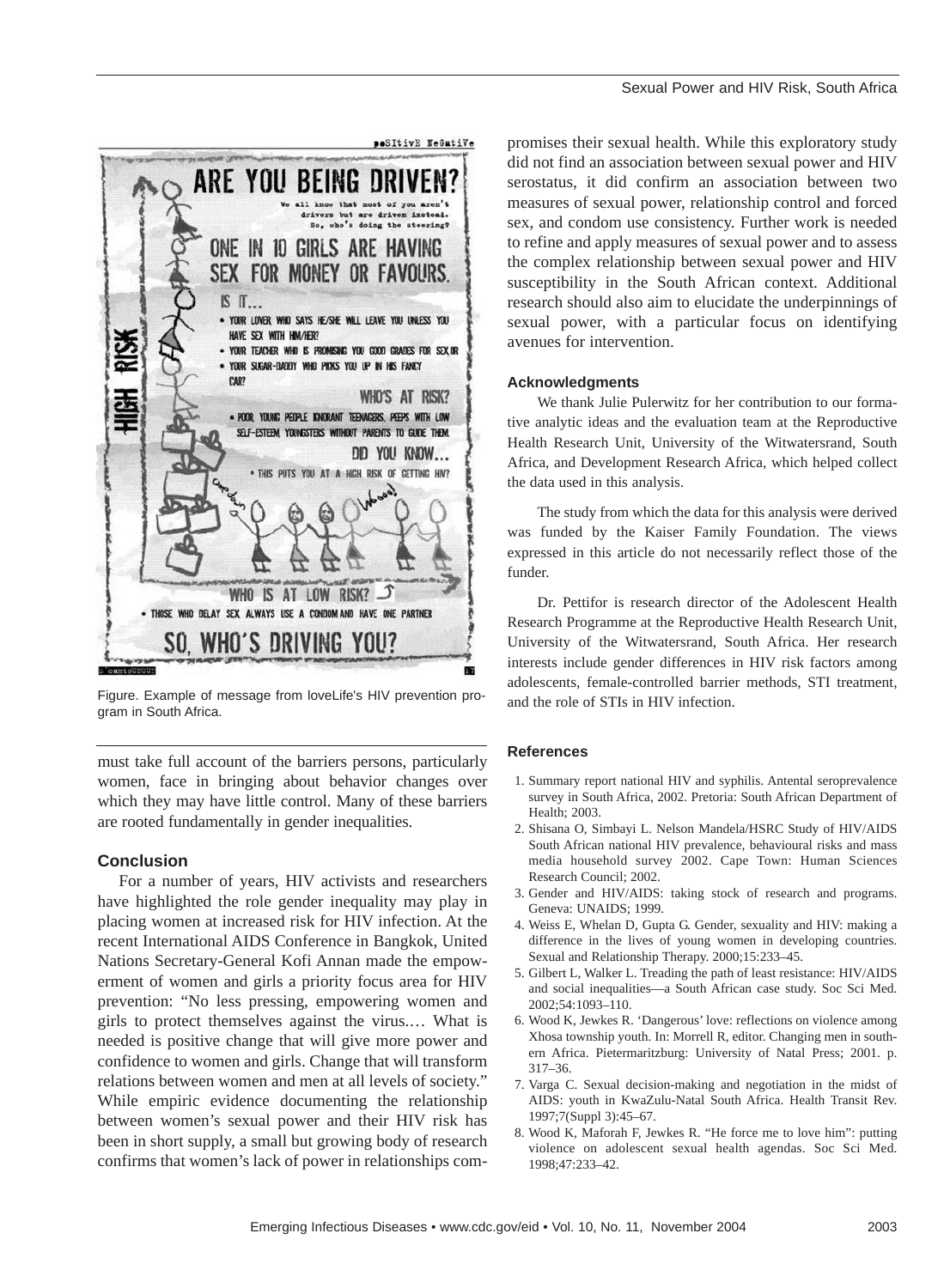Figure. Example of message from loveLife's HIV prevention program in South Africa.

must take full account of the barriers persons, particularly women, face in bringing about behavior changes over which they may have little control. Many of these barriers are rooted fundamentally in gender inequalities.

## Conclusion

For a number of years, HIV activists and researchers have highlighted the role gender inequality may play in placing women at increased risk for HIV infection. At the recent International AIDS Conference in Bangkok, United Nations Secretary-General Kofi Annan made the empowerment of women and girls a priority focus area for HIV prevention: "No less pressing, empowering women and girls to protect themselves against the virus.… What is needed is positive change that will give more power and confidence to women and girls. Change that will transform relations between women and men at all levels of society." While empiric evidence documenting the relationship between women's sexual power and their HIV risk has been in short supply, a small but growing body of research confirms that women's lack of power in relationships compromises their sexual health. While this exploratory study did not find an association between sexual power and HIV serostatus, it did confirm an association between two measures of sexual power, relationship control and forced sex, and condom use consistency. Further work is needed to refine and apply measures of sexual power and to assess the complex relationship between sexual power and HIV susceptibility in the South African context. Additional research should also aim to elucidate the underpinnings of sexual power, with a particular focus on identifying avenues for intervention.

### Acknowledgments

We thank Julie Pulerwitz for her contribution to our formative analytic ideas and the evaluation team at the Reproductive Health Research Unit, University of the Witwatersrand, South Africa, and Development Research Africa, which helped collect the data used in this analysis.

The study from which the data for this analysis were derived was funded by the Kaiser Family Foundation. The views expressed in this article do not necessarily reflect those of the funder.

Dr. Pettifor is research director of the Adolescent Health Research Programme at the Reproductive Health Research Unit, University of the Witwatersrand, South Africa. Her research interests include gender differences in HIV risk factors among adolescents, female-controlled barrier methods, STI treatment, and the role of STIs in HIV infection.

### References

1. Summary report national HIV and syphilis. Antental seroprevalence survey in South Africa, 2002. Pretoria: South African Department of Health; 2003.
2. Shisana O, Simbayi L. Nelson Mandela/HSRC Study of HIV/AIDS South African national HIV prevalence, behavioural risks and mass media household survey 2002. Cape Town: Human Sciences Research Council; 2002.
3. Gender and HIV/AIDS: taking stock of research and programs. Geneva: UNAIDS; 1999.
4. Weiss E, Whelan D, Gupta G. Gender, sexuality and HIV: making a difference in the lives of young women in developing countries. Sexual and Relationship Therapy. 2000;15:233–45.
5. Gilbert L, Walker L. Treading the path of least resistance: HIV/AIDS and social inequalities—a South African case study. Soc Sci Med. 2002;54:1093–110.
6. Wood K, Jewkes R. 'Dangerous' love: reflections on violence among Xhosa township youth. In: Morrell R, editor. Changing men in southern Africa. Pietermaritzburg: University of Natal Press; 2001. p. 317–36.
7. Varga C. Sexual decision-making and negotiation in the midst of AIDS: youth in KwaZulu-Natal South Africa. Health Transit Rev. 1997;7(Suppl 3):45–67.
8. Wood K, Maforah F, Jewkes R. "He force me to love him": putting violence on adolescent sexual health agendas. Soc Sci Med. 1998;47:233–42.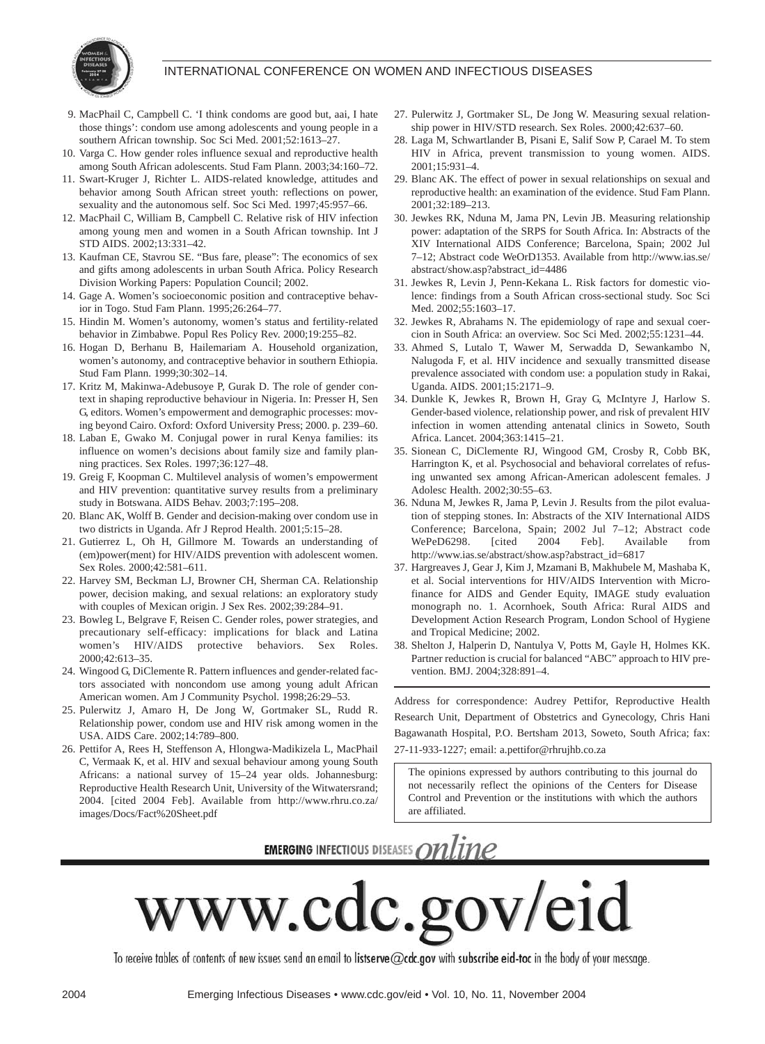9. MacPhail C, Campbell C. 'I think condoms are good but, aai, I hate those things': condom use among adolescents and young people in a southern African township. Soc Sci Med. 2001;52:1613–27.
10. Varga C. How gender roles influence sexual and reproductive health among South African adolescents. Stud Fam Plann. 2003;34:160–72.
11. Swart-Kruger J, Richter L. AIDS-related knowledge, attitudes and behavior among South African street youth: reflections on power, sexuality and the autonomous self. Soc Sci Med. 1997;45:957–66.
12. MacPhail C, William B, Campbell C. Relative risk of HIV infection among young men and women in a South African township. Int J STD AIDS. 2002;13:331–42.
13. Kaufman CE, Stavrou SE. "Bus fare, please": The economics of sex and gifts among adolescents in urban South Africa. Policy Research Division Working Papers: Population Council; 2002.
14. Gage A. Women's socioeconomic position and contraceptive behavior in Togo. Stud Fam Plann. 1995;26:264–77.
15. Hindin M. Women's autonomy, women's status and fertility-related behavior in Zimbabwe. Popul Res Policy Rev. 2000;19:255–82.
16. Hogan D, Berhanu B, Hailemariam A. Household organization, women's autonomy, and contraceptive behavior in southern Ethiopia. Stud Fam Plann. 1999;30:302–14.
17. Kritz M, Makinwa-Adebusoye P, Gurak D. The role of gender context in shaping reproductive behaviour in Nigeria. In: Presser H, Sen G, editors. Women's empowerment and demographic processes: moving beyond Cairo. Oxford: Oxford University Press; 2000. p. 239–60.
18. Laban E, Gwako M. Conjugal power in rural Kenya families: its influence on women's decisions about family size and family planning practices. Sex Roles. 1997;36:127–48.
19. Greig F, Koopman C. Multilevel analysis of women's empowerment and HIV prevention: quantitative survey results from a preliminary study in Botswana. AIDS Behav. 2003;7:195–208.
20. Blanc AK, Wolff B. Gender and decision-making over condom use in two districts in Uganda. Afr J Reprod Health. 2001;5:15–28.
21. Gutierrez L, Oh H, Gillmore M. Towards an understanding of (em)power(ment) for HIV/AIDS prevention with adolescent women. Sex Roles. 2000;42:581–611.
22. Harvey SM, Beckman LJ, Browner CH, Sherman CA. Relationship power, decision making, and sexual relations: an exploratory study with couples of Mexican origin. J Sex Res. 2002;39:284–91.
23. Bowleg L, Belgrave F, Reisen C. Gender roles, power strategies, and precautionary self-efficacy: implications for black and Latina women's HIV/AIDS protective behaviors. Sex Roles. 2000;42:613–35.
24. Wingood G, DiClemente R. Pattern influences and gender-related factors associated with noncondom use among young adult African American women. Am J Community Psychol. 1998;26:29–53.
25. Pulerwitz J, Amaro H, De Jong W, Gortmaker SL, Rudd R. Relationship power, condom use and HIV risk among women in the USA. AIDS Care. 2002;14:789–800.
26. Pettifor A, Rees H, Steffenson A, Hlongwa-Madikizela L, MacPhail C, Vermaak K, et al. HIV and sexual behaviour among young South Africans: a national survey of 15–24 year olds. Johannesburg: Reproductive Health Research Unit, University of the Witwatersrand; 2004. [cited 2004 Feb]. Available from http://www.rhru.co.za/images/Docs/Fact%20Sheet.pdf
27. Pulerwitz J, Gortmaker SL, De Jong W. Measuring sexual relationship power in HIV/STD research. Sex Roles. 2000;42:637–60.
28. Laga M, Schwartlander B, Pisani E, Salif Sow P, Carael M. To stem HIV in Africa, prevent transmission to young women. AIDS. 2001;15:931–4.
29. Blanc AK. The effect of power in sexual relationships on sexual and reproductive health: an examination of the evidence. Stud Fam Plann. 2001;32:189–213.
30. Jewkes RK, Nduna M, Jama PN, Levin JB. Measuring relationship power: adaptation of the SRPS for South Africa. In: Abstracts of the XIV International AIDS Conference; Barcelona, Spain; 2002 Jul 7–12; Abstract code WeOrD1353. Available from http://www.ias.se/abstract/show.asp?abstract_id=4486
31. Jewkes R, Levin J, Penn-Kekana L. Risk factors for domestic violence: findings from a South African cross-sectional study. Soc Sci Med. 2002;55:1603–17.
32. Jewkes R, Abrahams N. The epidemiology of rape and sexual coercion in South Africa: an overview. Soc Sci Med. 2002;55:1231–44.
33. Ahmed S, Lutalo T, Wawer M, Serwadda D, Sewankambo N, Nalugoda F, et al. HIV incidence and sexually transmitted disease prevalence associated with condom use: a population study in Rakai, Uganda. AIDS. 2001;15:2171–9.
34. Dunkle K, Jewkes R, Brown H, Gray G, McIntyre J, Harlow S. Gender-based violence, relationship power, and risk of prevalent HIV infection in women attending antenatal clinics in Soweto, South Africa. Lancet. 2004;363:1415–21.
35. Sionean C, DiClemente RJ, Wingood GM, Crosby R, Cobb BK, Harrington K, et al. Psychosocial and behavioral correlates of refusing unwanted sex among African-American adolescent females. J Adolesc Health. 2002;30:55–63.
36. Nduna M, Jewkes R, Jama P, Levin J. Results from the pilot evaluation of stepping stones. In: Abstracts of the XIV International AIDS Conference; Barcelona, Spain; 2002 Jul 7–12; Abstract code WePeD6298. [cited 2004 Feb]. Available from http://www.ias.se/abstract/show.asp?abstract_id=6817
37. Hargreaves J, Gear J, Kim J, Mzamani B, Makhubele M, Mashaba K, et al. Social interventions for HIV/AIDS Intervention with Microfinance for AIDS and Gender Equity, IMAGE study evaluation monograph no. 1. Acornhoek, South Africa: Rural AIDS and Development Action Research Program, London School of Hygiene and Tropical Medicine; 2002.
38. Shelton J, Halperin D, Nantulya V, Potts M, Gayle H, Holmes KK. Partner reduction is crucial for balanced "ABC" approach to HIV prevention. BMJ. 2004;328:891–4.

Address for correspondence: Audrey Pettifor, Reproductive Health Research Unit, Department of Obstetrics and Gynecology, Chris Hani Bagawanath Hospital, P.O. Bertsham 2013, Soweto, South Africa; fax: 27-11-933-1227; email: a.pettifor@rhrujhb.co.za

The opinions expressed by authors contributing to this journal do not necessarily reflect the opinions of the Centers for Disease Control and Prevention or the institutions with which the authors are affiliated.

EMERGING INFECTIOUS DISEASES *online*

# www.cdc.gov/eid

To receive tables of contents of new issues send an email to listserve@cdc.gov with **subscribe eid-toc** in the body of your message.